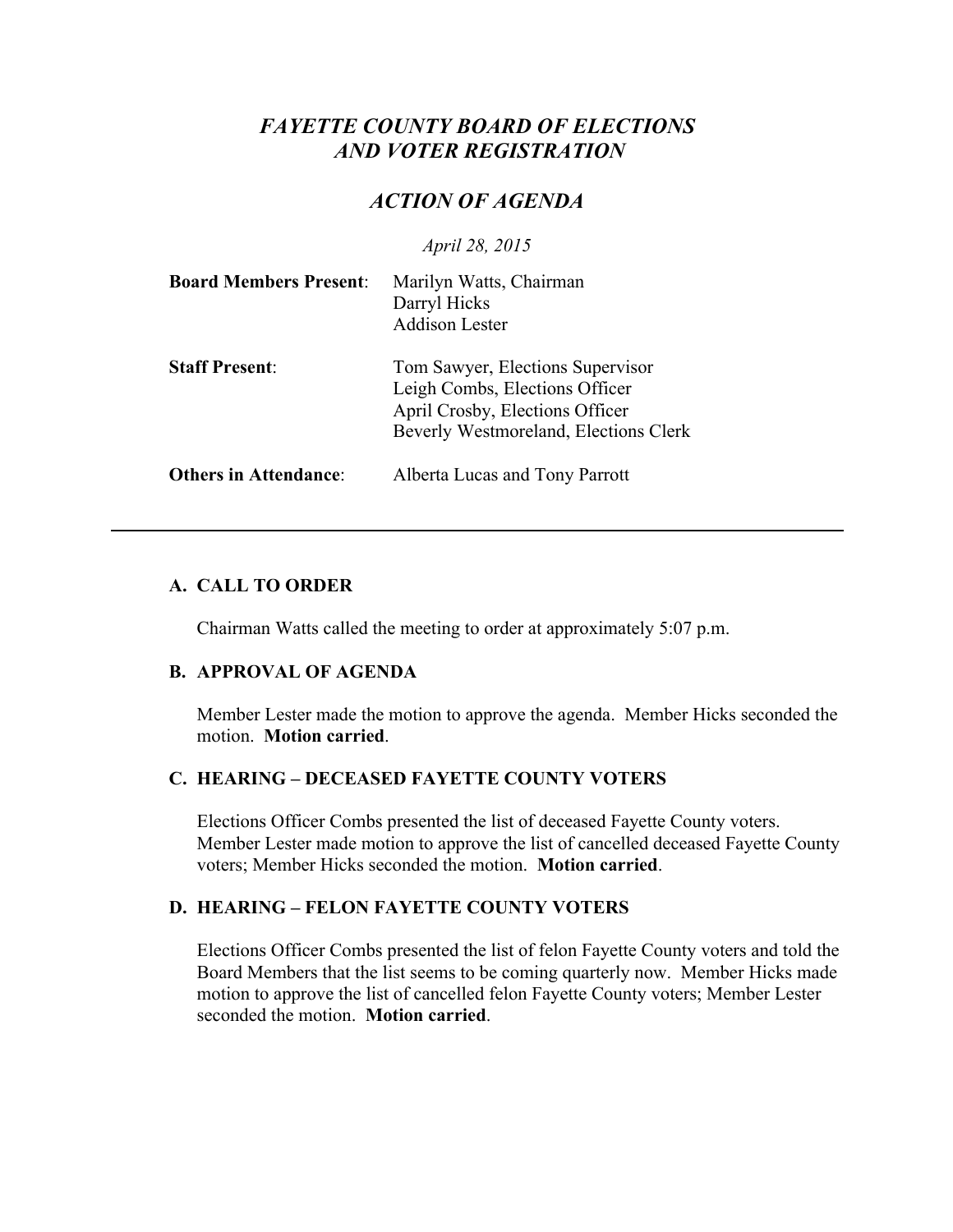# *FAYETTE COUNTY BOARD OF ELECTIONS AND VOTER REGISTRATION*

## *ACTION OF AGENDA*

*April 28, 2015*

**Board Members Present**: Marilyn Watts, Chairman
Darryl Hicks
Addison Lester

**Staff Present**: Tom Sawyer, Elections Supervisor
Leigh Combs, Elections Officer
April Crosby, Elections Officer
Beverly Westmoreland, Elections Clerk

**Others in Attendance**: Alberta Lucas and Tony Parrott

---

### A. CALL TO ORDER

Chairman Watts called the meeting to order at approximately 5:07 p.m.

### B. APPROVAL OF AGENDA

Member Lester made the motion to approve the agenda. Member Hicks seconded the motion. **Motion carried**.

### C. HEARING – DECEASED FAYETTE COUNTY VOTERS

Elections Officer Combs presented the list of deceased Fayette County voters. Member Lester made motion to approve the list of cancelled deceased Fayette County voters; Member Hicks seconded the motion. **Motion carried**.

### D. HEARING – FELON FAYETTE COUNTY VOTERS

Elections Officer Combs presented the list of felon Fayette County voters and told the Board Members that the list seems to be coming quarterly now. Member Hicks made motion to approve the list of cancelled felon Fayette County voters; Member Lester seconded the motion. **Motion carried**.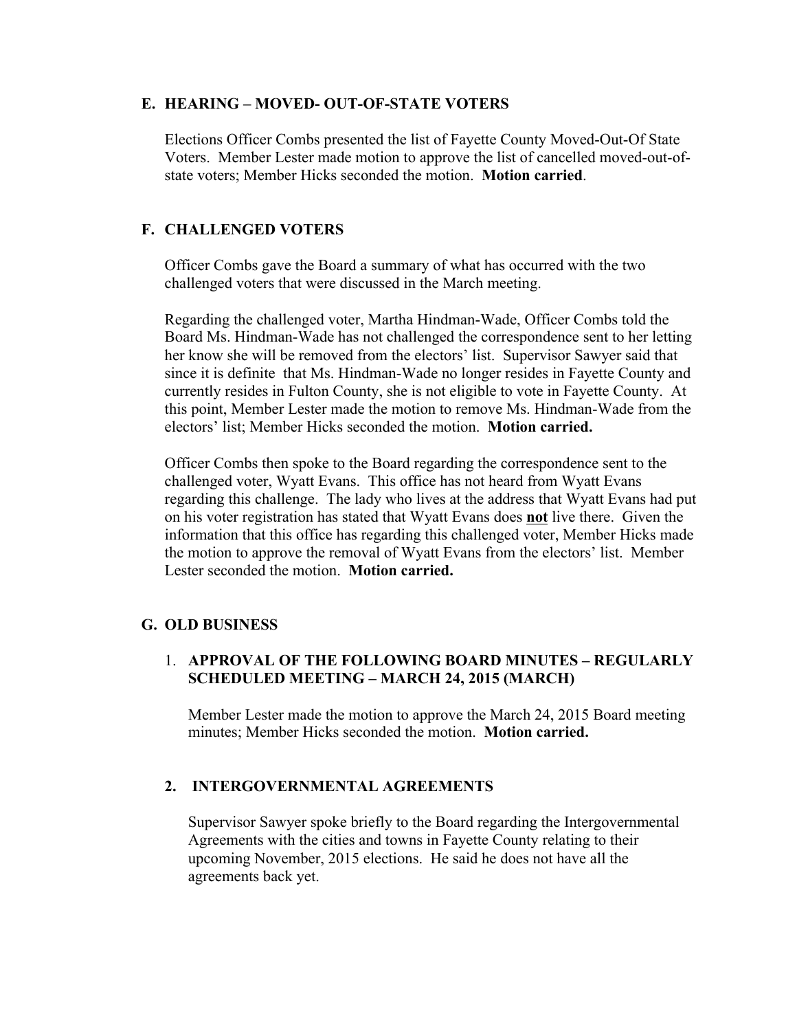## E. HEARING – MOVED- OUT-OF-STATE VOTERS

Elections Officer Combs presented the list of Fayette County Moved-Out-Of State Voters. Member Lester made motion to approve the list of cancelled moved-out-of-state voters; Member Hicks seconded the motion. **Motion carried**.

## F. CHALLENGED VOTERS

Officer Combs gave the Board a summary of what has occurred with the two challenged voters that were discussed in the March meeting.

Regarding the challenged voter, Martha Hindman-Wade, Officer Combs told the Board Ms. Hindman-Wade has not challenged the correspondence sent to her letting her know she will be removed from the electors' list. Supervisor Sawyer said that since it is definite that Ms. Hindman-Wade no longer resides in Fayette County and currently resides in Fulton County, she is not eligible to vote in Fayette County. At this point, Member Lester made the motion to remove Ms. Hindman-Wade from the electors' list; Member Hicks seconded the motion. **Motion carried.**

Officer Combs then spoke to the Board regarding the correspondence sent to the challenged voter, Wyatt Evans. This office has not heard from Wyatt Evans regarding this challenge. The lady who lives at the address that Wyatt Evans had put on his voter registration has stated that Wyatt Evans does **not** live there. Given the information that this office has regarding this challenged voter, Member Hicks made the motion to approve the removal of Wyatt Evans from the electors' list. Member Lester seconded the motion. **Motion carried.**

## G. OLD BUSINESS

### 1. APPROVAL OF THE FOLLOWING BOARD MINUTES – REGULARLY SCHEDULED MEETING – MARCH 24, 2015 (MARCH)

Member Lester made the motion to approve the March 24, 2015 Board meeting minutes; Member Hicks seconded the motion. **Motion carried.**

### 2. INTERGOVERNMENTAL AGREEMENTS

Supervisor Sawyer spoke briefly to the Board regarding the Intergovernmental Agreements with the cities and towns in Fayette County relating to their upcoming November, 2015 elections. He said he does not have all the agreements back yet.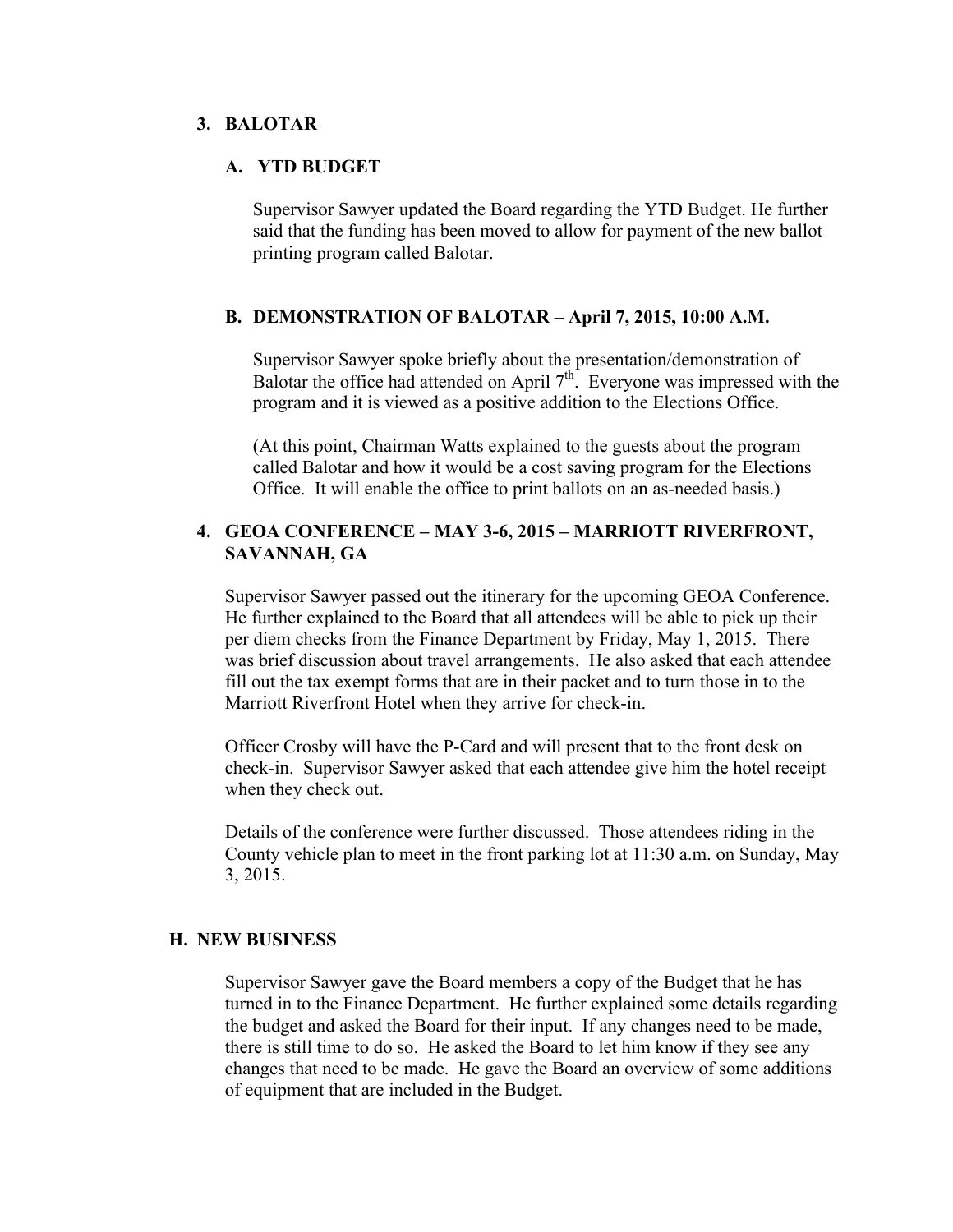### 3. BALOTAR

#### A. YTD BUDGET

Supervisor Sawyer updated the Board regarding the YTD Budget. He further said that the funding has been moved to allow for payment of the new ballot printing program called Balotar.

#### B. DEMONSTRATION OF BALOTAR – April 7, 2015, 10:00 A.M.

Supervisor Sawyer spoke briefly about the presentation/demonstration of Balotar the office had attended on April 7th. Everyone was impressed with the program and it is viewed as a positive addition to the Elections Office.

(At this point, Chairman Watts explained to the guests about the program called Balotar and how it would be a cost saving program for the Elections Office. It will enable the office to print ballots on an as-needed basis.)

### 4. GEOA CONFERENCE – MAY 3-6, 2015 – MARRIOTT RIVERFRONT, SAVANNAH, GA

Supervisor Sawyer passed out the itinerary for the upcoming GEOA Conference. He further explained to the Board that all attendees will be able to pick up their per diem checks from the Finance Department by Friday, May 1, 2015. There was brief discussion about travel arrangements. He also asked that each attendee fill out the tax exempt forms that are in their packet and to turn those in to the Marriott Riverfront Hotel when they arrive for check-in.

Officer Crosby will have the P-Card and will present that to the front desk on check-in. Supervisor Sawyer asked that each attendee give him the hotel receipt when they check out.

Details of the conference were further discussed. Those attendees riding in the County vehicle plan to meet in the front parking lot at 11:30 a.m. on Sunday, May 3, 2015.

## H. NEW BUSINESS

Supervisor Sawyer gave the Board members a copy of the Budget that he has turned in to the Finance Department. He further explained some details regarding the budget and asked the Board for their input. If any changes need to be made, there is still time to do so. He asked the Board to let him know if they see any changes that need to be made. He gave the Board an overview of some additions of equipment that are included in the Budget.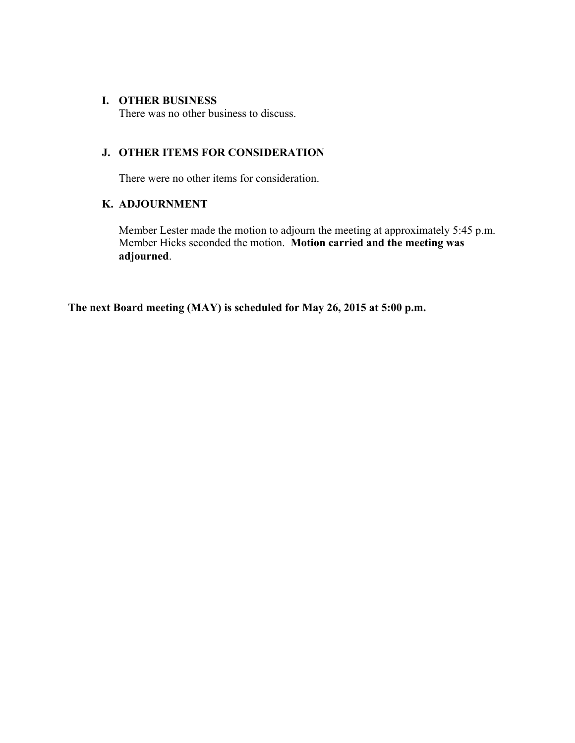**I. OTHER BUSINESS**

There was no other business to discuss.

**J. OTHER ITEMS FOR CONSIDERATION**

There were no other items for consideration.

**K. ADJOURNMENT**

Member Lester made the motion to adjourn the meeting at approximately 5:45 p.m. Member Hicks seconded the motion. **Motion carried and the meeting was adjourned**.

**The next Board meeting (MAY) is scheduled for May 26, 2015 at 5:00 p.m.**